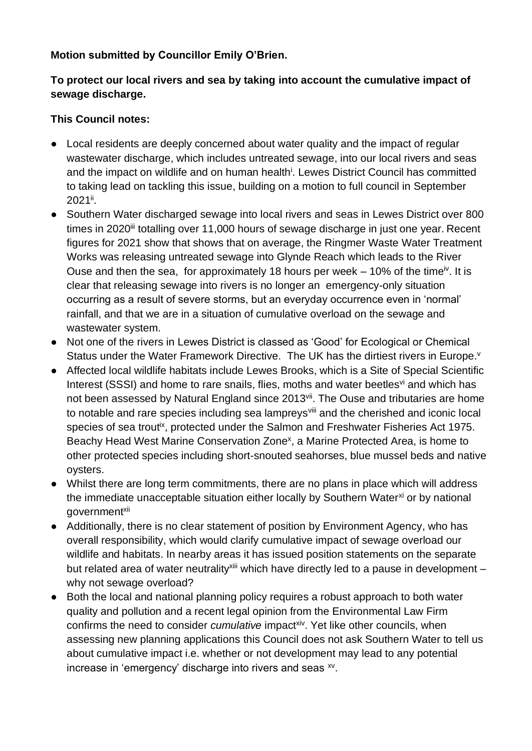**Motion submitted by Councillor Emily O'Brien.**

**To protect our local rivers and sea by taking into account the cumulative impact of sewage discharge.**

**This Council notes:**

- Local residents are deeply concerned about water quality and the impact of regular wastewater discharge, which includes untreated sewage, into our local rivers and seas and the impact on wildlife and on human health[i]. Lewes District Council has committed to taking lead on tackling this issue, building on a motion to full council in September 2021[ii].
- Southern Water discharged sewage into local rivers and seas in Lewes District over 800 times in 2020[iii] totalling over 11,000 hours of sewage discharge in just one year. Recent figures for 2021 show that shows that on average, the Ringmer Waste Water Treatment Works was releasing untreated sewage into Glynde Reach which leads to the River Ouse and then the sea, for approximately 18 hours per week – 10% of the time[iv]. It is clear that releasing sewage into rivers is no longer an emergency-only situation occurring as a result of severe storms, but an everyday occurrence even in 'normal' rainfall, and that we are in a situation of cumulative overload on the sewage and wastewater system.
- Not one of the rivers in Lewes District is classed as 'Good' for Ecological or Chemical Status under the Water Framework Directive. The UK has the dirtiest rivers in Europe.[v]
- Affected local wildlife habitats include Lewes Brooks, which is a Site of Special Scientific Interest (SSSI) and home to rare snails, flies, moths and water beetles[vi] and which has not been assessed by Natural England since 2013[vii]. The Ouse and tributaries are home to notable and rare species including sea lampreys[viii] and the cherished and iconic local species of sea trout[ix], protected under the Salmon and Freshwater Fisheries Act 1975. Beachy Head West Marine Conservation Zone[x], a Marine Protected Area, is home to other protected species including short-snouted seahorses, blue mussel beds and native oysters.
- Whilst there are long term commitments, there are no plans in place which will address the immediate unacceptable situation either locally by Southern Water[xi] or by national government[xii]
- Additionally, there is no clear statement of position by Environment Agency, who has overall responsibility, which would clarify cumulative impact of sewage overload our wildlife and habitats. In nearby areas it has issued position statements on the separate but related area of water neutrality[xiii] which have directly led to a pause in development – why not sewage overload?
- Both the local and national planning policy requires a robust approach to both water quality and pollution and a recent legal opinion from the Environmental Law Firm confirms the need to consider *cumulative* impact[xiv]. Yet like other councils, when assessing new planning applications this Council does not ask Southern Water to tell us about cumulative impact i.e. whether or not development may lead to any potential increase in 'emergency' discharge into rivers and seas [xv].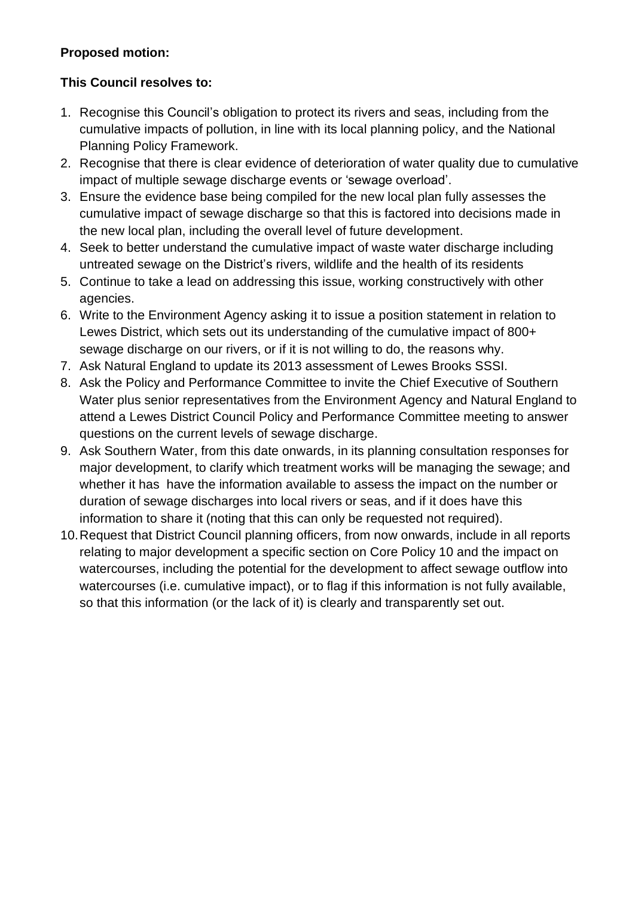**Proposed motion:**

**This Council resolves to:**

1. Recognise this Council's obligation to protect its rivers and seas, including from the cumulative impacts of pollution, in line with its local planning policy, and the National Planning Policy Framework.
2. Recognise that there is clear evidence of deterioration of water quality due to cumulative impact of multiple sewage discharge events or 'sewage overload'.
3. Ensure the evidence base being compiled for the new local plan fully assesses the cumulative impact of sewage discharge so that this is factored into decisions made in the new local plan, including the overall level of future development.
4. Seek to better understand the cumulative impact of waste water discharge including untreated sewage on the District's rivers, wildlife and the health of its residents
5. Continue to take a lead on addressing this issue, working constructively with other agencies.
6. Write to the Environment Agency asking it to issue a position statement in relation to Lewes District, which sets out its understanding of the cumulative impact of 800+ sewage discharge on our rivers, or if it is not willing to do, the reasons why.
7. Ask Natural England to update its 2013 assessment of Lewes Brooks SSSI.
8. Ask the Policy and Performance Committee to invite the Chief Executive of Southern Water plus senior representatives from the Environment Agency and Natural England to attend a Lewes District Council Policy and Performance Committee meeting to answer questions on the current levels of sewage discharge.
9. Ask Southern Water, from this date onwards, in its planning consultation responses for major development, to clarify which treatment works will be managing the sewage; and whether it has have the information available to assess the impact on the number or duration of sewage discharges into local rivers or seas, and if it does have this information to share it (noting that this can only be requested not required).
10. Request that District Council planning officers, from now onwards, include in all reports relating to major development a specific section on Core Policy 10 and the impact on watercourses, including the potential for the development to affect sewage outflow into watercourses (i.e. cumulative impact), or to flag if this information is not fully available, so that this information (or the lack of it) is clearly and transparently set out.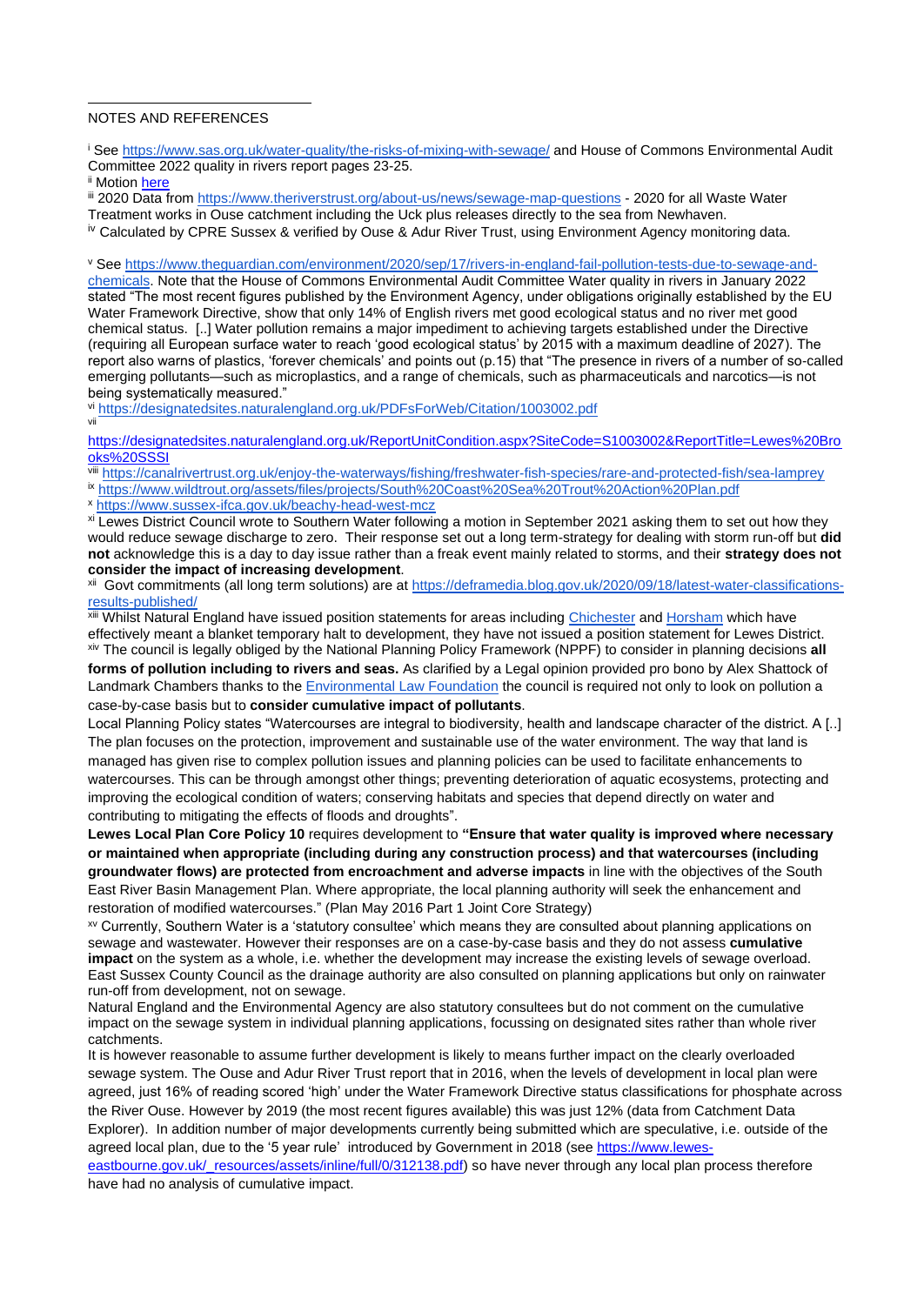NOTES AND REFERENCES

[i] See https://www.sas.org.uk/water-quality/the-risks-of-mixing-with-sewage/ and House of Commons Environmental Audit Committee 2022 quality in rivers report pages 23-25.

[ii] Motion here

[iii] 2020 Data from https://www.theriverstrust.org/about-us/news/sewage-map-questions - 2020 for all Waste Water Treatment works in Ouse catchment including the Uck plus releases directly to the sea from Newhaven.

[iv] Calculated by CPRE Sussex & verified by Ouse & Adur River Trust, using Environment Agency monitoring data.

[v] See https://www.theguardian.com/environment/2020/sep/17/rivers-in-england-fail-pollution-tests-due-to-sewage-and-chemicals. Note that the House of Commons Environmental Audit Committee Water quality in rivers in January 2022 stated "The most recent figures published by the Environment Agency, under obligations originally established by the EU Water Framework Directive, show that only 14% of English rivers met good ecological status and no river met good chemical status. [..] Water pollution remains a major impediment to achieving targets established under the Directive (requiring all European surface water to reach 'good ecological status' by 2015 with a maximum deadline of 2027). The report also warns of plastics, 'forever chemicals' and points out (p.15) that "The presence in rivers of a number of so-called emerging pollutants—such as microplastics, and a range of chemicals, such as pharmaceuticals and narcotics—is not being systematically measured."

[vi] https://designatedsites.naturalengland.org.uk/PDFsForWeb/Citation/1003002.pdf

[vii] https://designatedsites.naturalengland.org.uk/ReportUnitCondition.aspx?SiteCode=S1003002&ReportTitle=Lewes%20Brooks%20SSSI

[viii] https://canalrivertrust.org.uk/enjoy-the-waterways/fishing/freshwater-fish-species/rare-and-protected-fish/sea-lamprey

[ix] https://www.wildtrout.org/assets/files/projects/South%20Coast%20Sea%20Trout%20Action%20Plan.pdf

[x] https://www.sussex-ifca.gov.uk/beachy-head-west-mcz

[xi] Lewes District Council wrote to Southern Water following a motion in September 2021 asking them to set out how they would reduce sewage discharge to zero. Their response set out a long term-strategy for dealing with storm run-off but **did not** acknowledge this is a day to day issue rather than a freak event mainly related to storms, and their **strategy does not consider the impact of increasing development**.

[xii] Govt commitments (all long term solutions) are at https://deframedia.blog.gov.uk/2020/09/18/latest-water-classifications-results-published/

[xiii] Whilst Natural England have issued position statements for areas including Chichester and Horsham which have effectively meant a blanket temporary halt to development, they have not issued a position statement for Lewes District.

[xiv] The council is legally obliged by the National Planning Policy Framework (NPPF) to consider in planning decisions **all forms of pollution including to rivers and seas.** As clarified by a Legal opinion provided pro bono by Alex Shattock of Landmark Chambers thanks to the Environmental Law Foundation the council is required not only to look on pollution a case-by-case basis but to **consider cumulative impact of pollutants**.

Local Planning Policy states "Watercourses are integral to biodiversity, health and landscape character of the district. A [..] The plan focuses on the protection, improvement and sustainable use of the water environment. The way that land is managed has given rise to complex pollution issues and planning policies can be used to facilitate enhancements to watercourses. This can be through amongst other things; preventing deterioration of aquatic ecosystems, protecting and improving the ecological condition of waters; conserving habitats and species that depend directly on water and contributing to mitigating the effects of floods and droughts".

**Lewes Local Plan Core Policy 10** requires development to **"Ensure that water quality is improved where necessary or maintained when appropriate (including during any construction process) and that watercourses (including groundwater flows) are protected from encroachment and adverse impacts** in line with the objectives of the South East River Basin Management Plan. Where appropriate, the local planning authority will seek the enhancement and restoration of modified watercourses." (Plan May 2016 Part 1 Joint Core Strategy)

[xv] Currently, Southern Water is a 'statutory consultee' which means they are consulted about planning applications on sewage and wastewater. However their responses are on a case-by-case basis and they do not assess **cumulative impact** on the system as a whole, i.e. whether the development may increase the existing levels of sewage overload. East Sussex County Council as the drainage authority are also consulted on planning applications but only on rainwater run-off from development, not on sewage.

Natural England and the Environmental Agency are also statutory consultees but do not comment on the cumulative impact on the sewage system in individual planning applications, focussing on designated sites rather than whole river catchments.

It is however reasonable to assume further development is likely to means further impact on the clearly overloaded sewage system. The Ouse and Adur River Trust report that in 2016, when the levels of development in local plan were agreed, just 16% of reading scored 'high' under the Water Framework Directive status classifications for phosphate across the River Ouse. However by 2019 (the most recent figures available) this was just 12% (data from Catchment Data Explorer). In addition number of major developments currently being submitted which are speculative, i.e. outside of the agreed local plan, due to the '5 year rule' introduced by Government in 2018 (see https://www.lewes-eastbourne.gov.uk/_resources/assets/inline/full/0/312138.pdf) so have never through any local plan process therefore have had no analysis of cumulative impact.